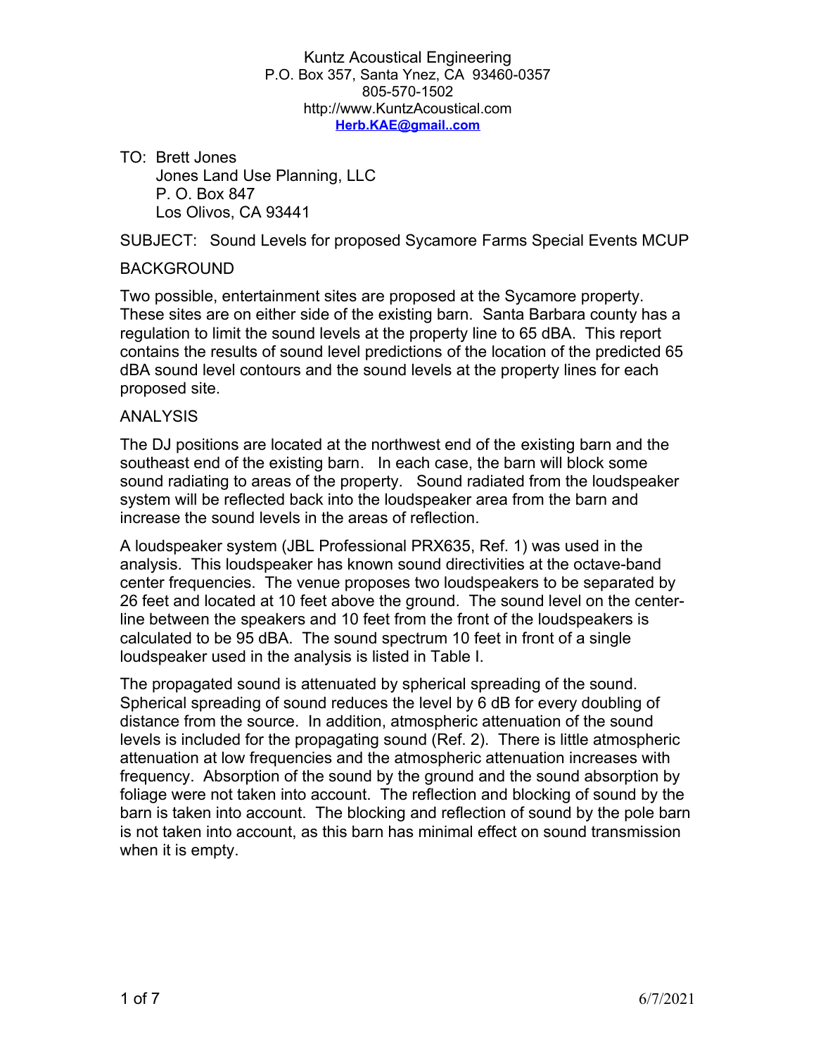Kuntz Acoustical Engineering
P.O. Box 357, Santa Ynez, CA 93460-0357
805-570-1502
http://www.KuntzAcoustical.com
**Herb.KAE@gmail..com**

TO: Brett Jones
Jones Land Use Planning, LLC
P. O. Box 847
Los Olivos, CA 93441

SUBJECT: Sound Levels for proposed Sycamore Farms Special Events MCUP

## BACKGROUND

Two possible, entertainment sites are proposed at the Sycamore property. These sites are on either side of the existing barn. Santa Barbara county has a regulation to limit the sound levels at the property line to 65 dBA. This report contains the results of sound level predictions of the location of the predicted 65 dBA sound level contours and the sound levels at the property lines for each proposed site.

## ANALYSIS

The DJ positions are located at the northwest end of the existing barn and the southeast end of the existing barn. In each case, the barn will block some sound radiating to areas of the property. Sound radiated from the loudspeaker system will be reflected back into the loudspeaker area from the barn and increase the sound levels in the areas of reflection.

A loudspeaker system (JBL Professional PRX635, Ref. 1) was used in the analysis. This loudspeaker has known sound directivities at the octave-band center frequencies. The venue proposes two loudspeakers to be separated by 26 feet and located at 10 feet above the ground. The sound level on the center-line between the speakers and 10 feet from the front of the loudspeakers is calculated to be 95 dBA. The sound spectrum 10 feet in front of a single loudspeaker used in the analysis is listed in Table I.

The propagated sound is attenuated by spherical spreading of the sound. Spherical spreading of sound reduces the level by 6 dB for every doubling of distance from the source. In addition, atmospheric attenuation of the sound levels is included for the propagating sound (Ref. 2). There is little atmospheric attenuation at low frequencies and the atmospheric attenuation increases with frequency. Absorption of the sound by the ground and the sound absorption by foliage were not taken into account. The reflection and blocking of sound by the barn is taken into account. The blocking and reflection of sound by the pole barn is not taken into account, as this barn has minimal effect on sound transmission when it is empty.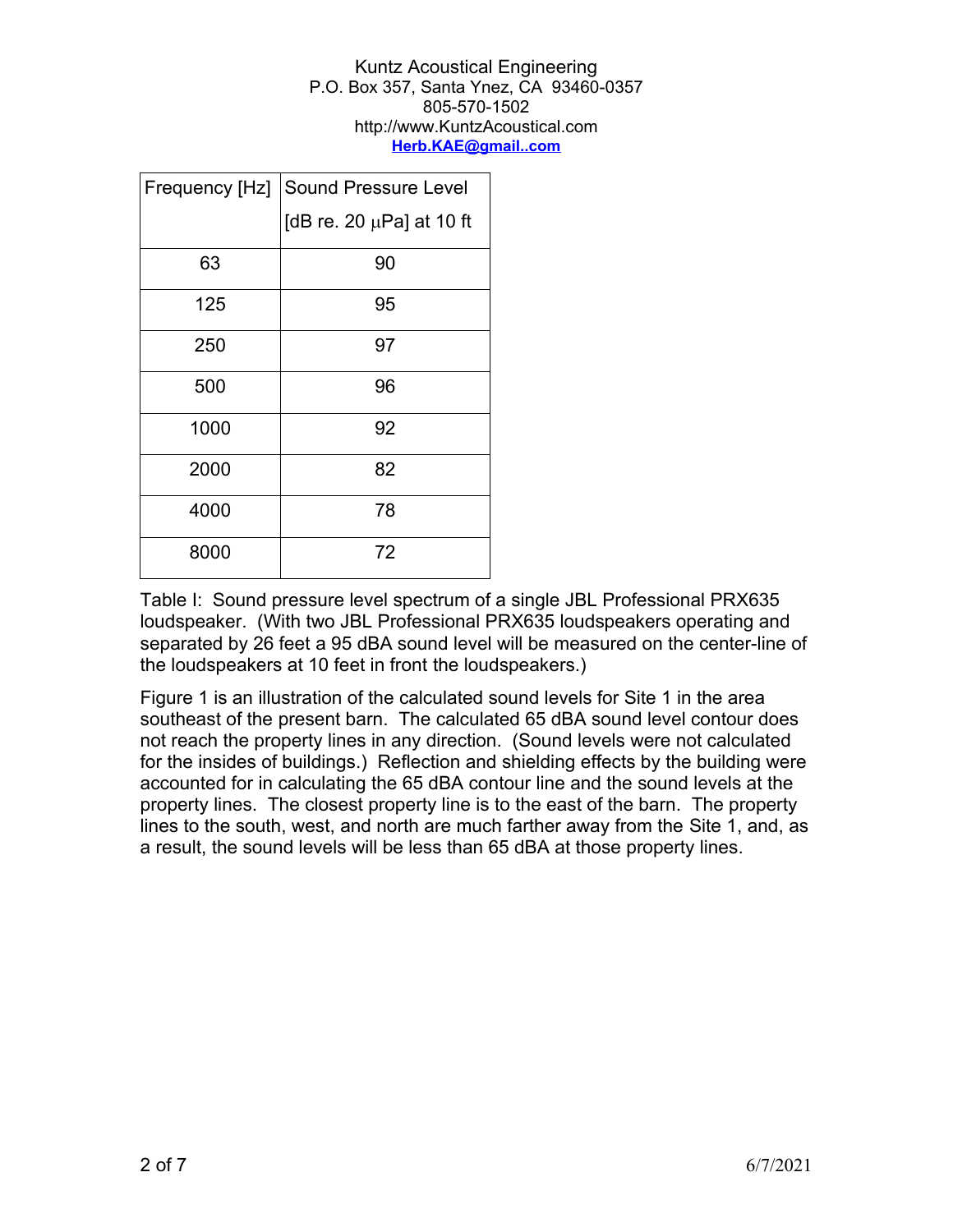Kuntz Acoustical Engineering
P.O. Box 357, Santa Ynez, CA 93460-0357
805-570-1502
http://www.KuntzAcoustical.com
**Herb.KAE@gmail..com**

| Frequency [Hz] | Sound Pressure Level [dB re. 20 μPa] at 10 ft |
|---|---|
| 63 | 90 |
| 125 | 95 |
| 250 | 97 |
| 500 | 96 |
| 1000 | 92 |
| 2000 | 82 |
| 4000 | 78 |
| 8000 | 72 |

Table I: Sound pressure level spectrum of a single JBL Professional PRX635 loudspeaker. (With two JBL Professional PRX635 loudspeakers operating and separated by 26 feet a 95 dBA sound level will be measured on the center-line of the loudspeakers at 10 feet in front the loudspeakers.)

Figure 1 is an illustration of the calculated sound levels for Site 1 in the area southeast of the present barn. The calculated 65 dBA sound level contour does not reach the property lines in any direction. (Sound levels were not calculated for the insides of buildings.) Reflection and shielding effects by the building were accounted for in calculating the 65 dBA contour line and the sound levels at the property lines. The closest property line is to the east of the barn. The property lines to the south, west, and north are much farther away from the Site 1, and, as a result, the sound levels will be less than 65 dBA at those property lines.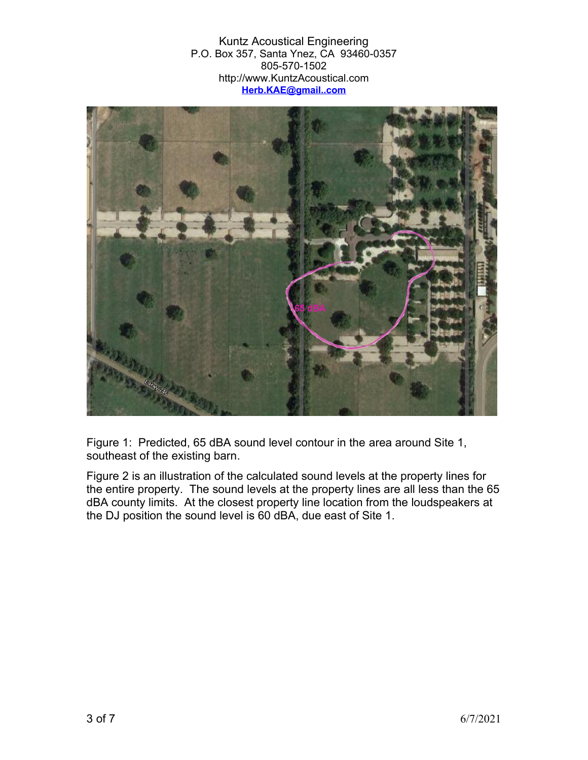Kuntz Acoustical Engineering
P.O. Box 357, Santa Ynez, CA 93460-0357
805-570-1502
http://www.KuntzAcoustical.com
Herb.KAE@gmail..com

Figure 1: Predicted, 65 dBA sound level contour in the area around Site 1, southeast of the existing barn.

Figure 2 is an illustration of the calculated sound levels at the property lines for the entire property. The sound levels at the property lines are all less than the 65 dBA county limits. At the closest property line location from the loudspeakers at the DJ position the sound level is 60 dBA, due east of Site 1.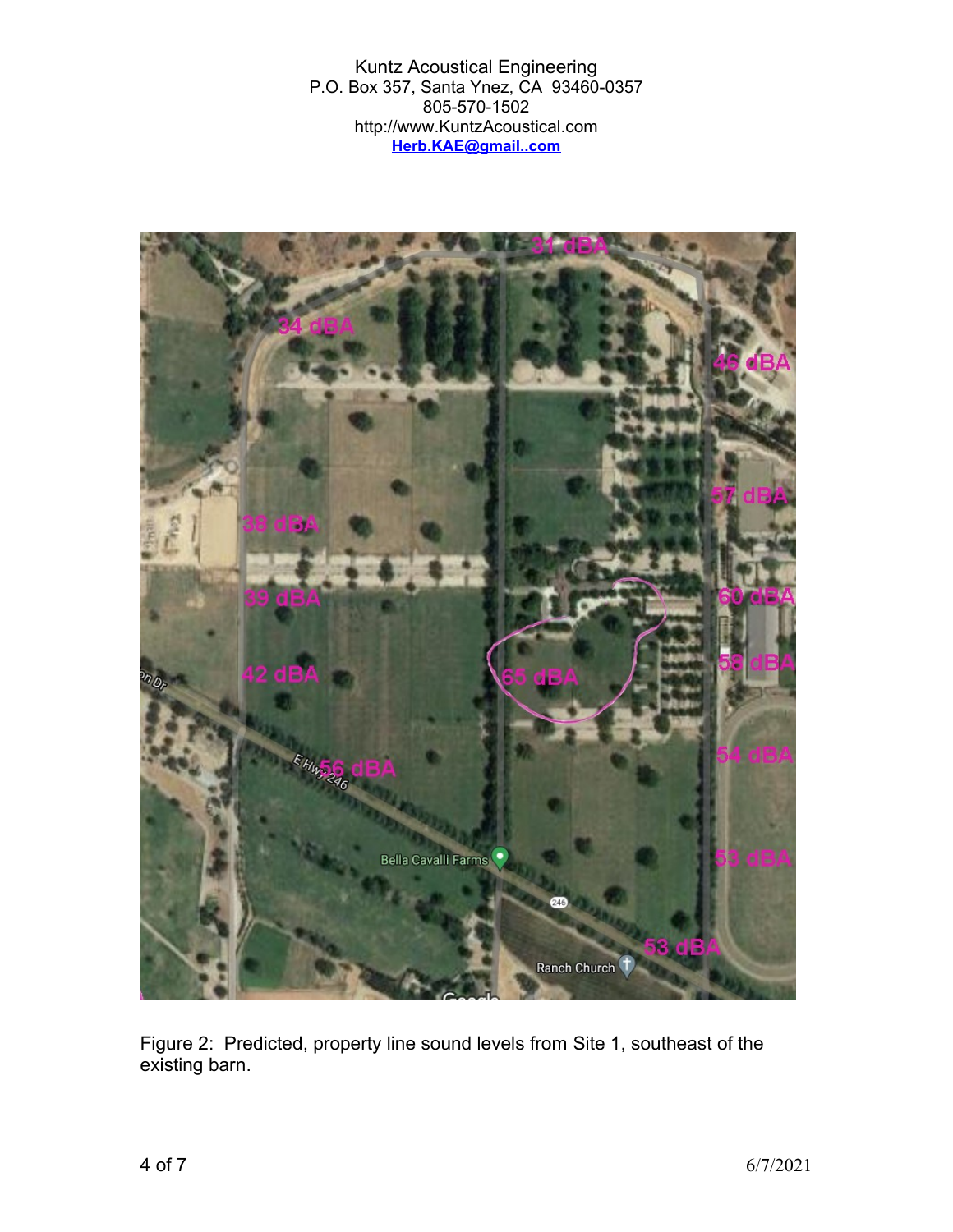Kuntz Acoustical Engineering
P.O. Box 357, Santa Ynez, CA 93460-0357
805-570-1502
http://www.KuntzAcoustical.com
**Herb.KAE@gmail..com**

Figure 2: Predicted, property line sound levels from Site 1, southeast of the existing barn.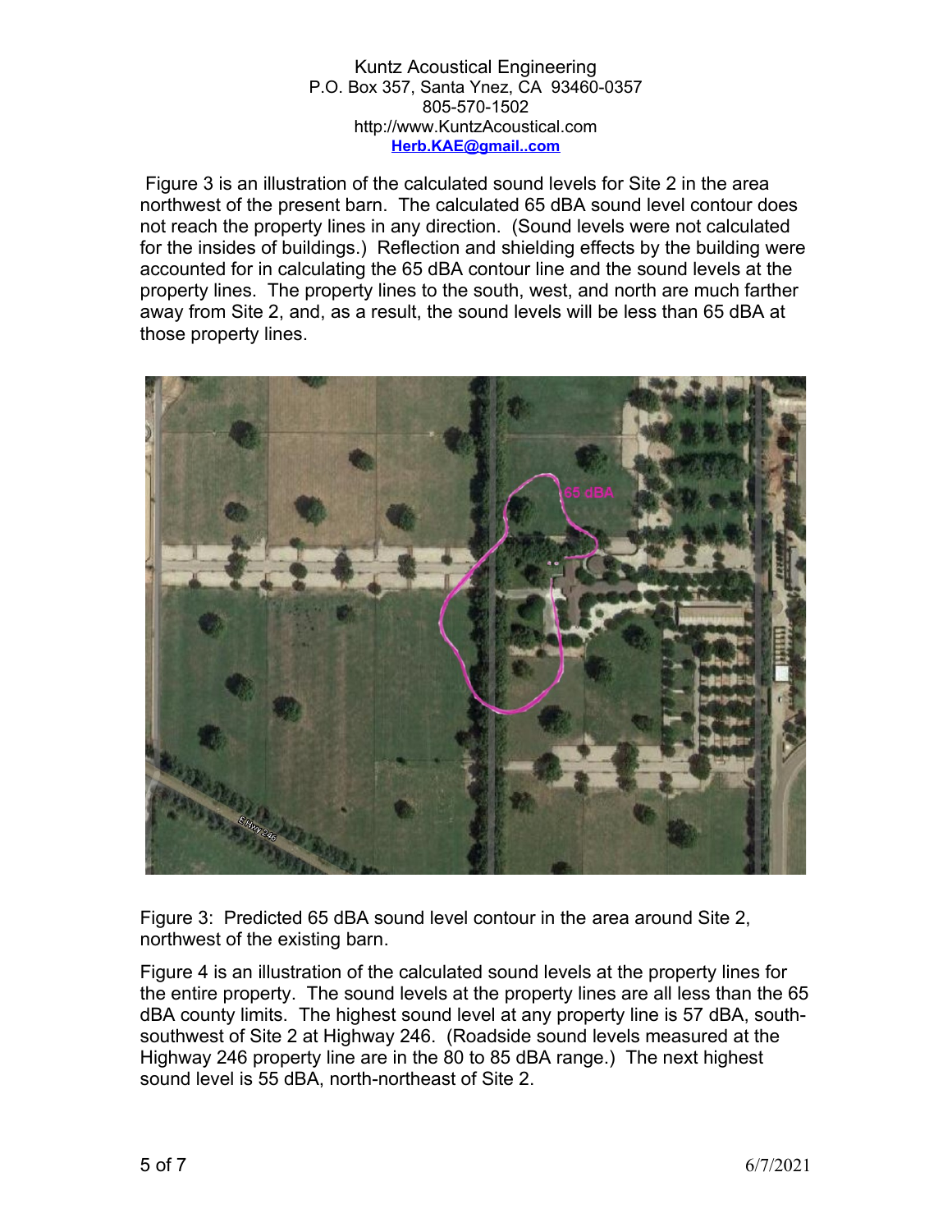Figure 3 is an illustration of the calculated sound levels for Site 2 in the area northwest of the present barn. The calculated 65 dBA sound level contour does not reach the property lines in any direction. (Sound levels were not calculated for the insides of buildings.) Reflection and shielding effects by the building were accounted for in calculating the 65 dBA contour line and the sound levels at the property lines. The property lines to the south, west, and north are much farther away from Site 2, and, as a result, the sound levels will be less than 65 dBA at those property lines.

Figure 3: Predicted 65 dBA sound level contour in the area around Site 2, northwest of the existing barn.

Figure 4 is an illustration of the calculated sound levels at the property lines for the entire property. The sound levels at the property lines are all less than the 65 dBA county limits. The highest sound level at any property line is 57 dBA, south-southwest of Site 2 at Highway 246. (Roadside sound levels measured at the Highway 246 property line are in the 80 to 85 dBA range.) The next highest sound level is 55 dBA, north-northeast of Site 2.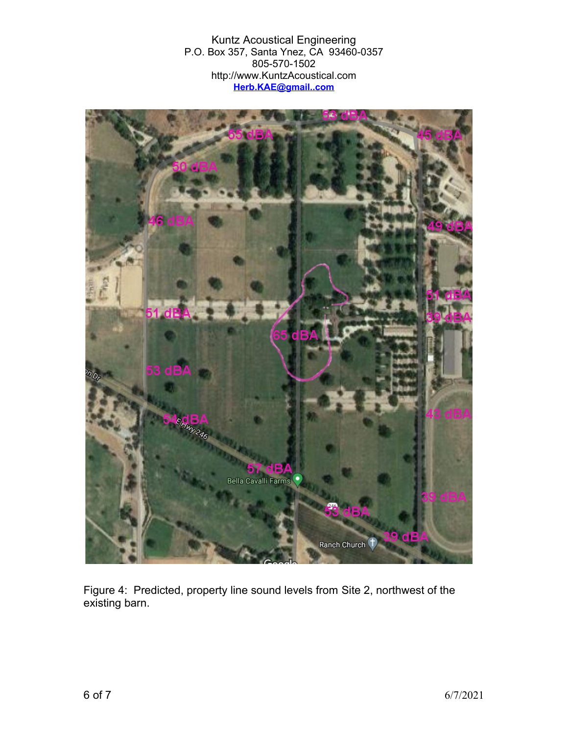Kuntz Acoustical Engineering
P.O. Box 357, Santa Ynez, CA 93460-0357
805-570-1502
http://www.KuntzAcoustical.com
**Herb.KAE@gmail..com**

Figure 4: Predicted, property line sound levels from Site 2, northwest of the existing barn.

6/7/2021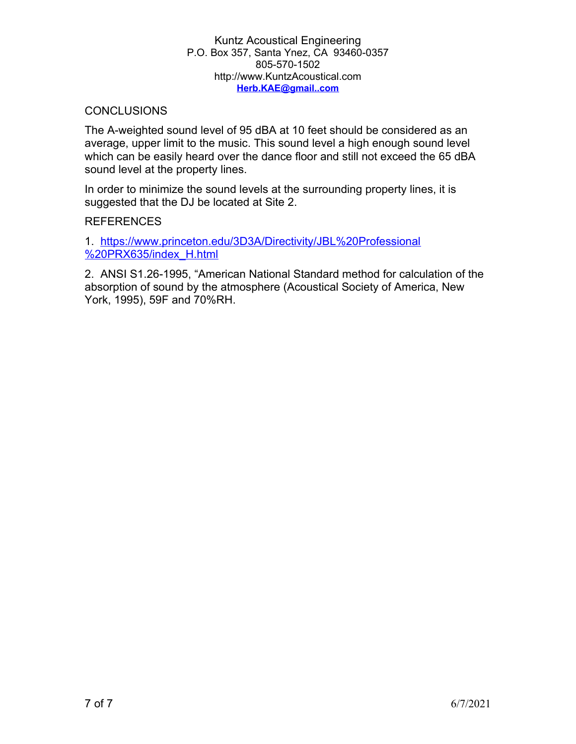Kuntz Acoustical Engineering
P.O. Box 357, Santa Ynez, CA 93460-0357
805-570-1502
http://www.KuntzAcoustical.com
**Herb.KAE@gmail..com**

## CONCLUSIONS

The A-weighted sound level of 95 dBA at 10 feet should be considered as an average, upper limit to the music. This sound level a high enough sound level which can be easily heard over the dance floor and still not exceed the 65 dBA sound level at the property lines.

In order to minimize the sound levels at the surrounding property lines, it is suggested that the DJ be located at Site 2.

## REFERENCES

1. https://www.princeton.edu/3D3A/Directivity/JBL%20Professional%20PRX635/index_H.html

2. ANSI S1.26-1995, "American National Standard method for calculation of the absorption of sound by the atmosphere (Acoustical Society of America, New York, 1995), 59F and 70%RH.